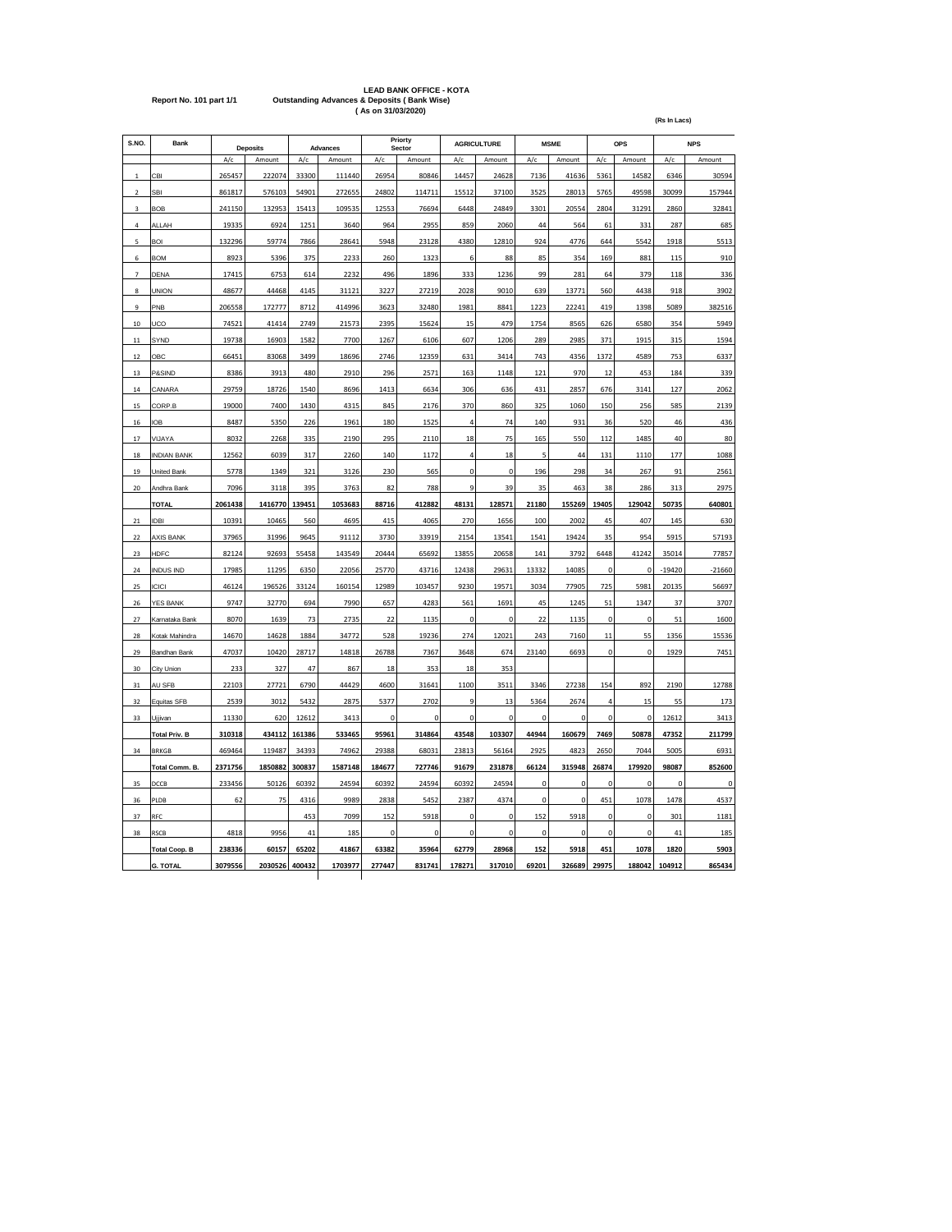**LEAD BANK OFFICE - KOTA**

**Report No. 101 part 1/1** **Outstanding Advances & Deposits ( Bank Wise)**

**( As on 31/03/2020)**

**(Rs In Lacs)**

| S.NO. | Bank | Deposits | | Advances | | Priorty Sector | | AGRICULTURE | | MSME | | OPS | | NPS | |
|---|---|---|---|---|---|---|---|---|---|---|---|---|---|---|---|
| | | A/c | Amount | A/c | Amount | A/c | Amount | A/c | Amount | A/c | Amount | A/c | Amount | A/c | Amount |
| 1 | CBI | 265457 | 222074 | 33300 | 111440 | 26954 | 80846 | 14457 | 24628 | 7136 | 41636 | 5361 | 14582 | 6346 | 30594 |
| 2 | SBI | 861817 | 576103 | 54901 | 272655 | 24802 | 114711 | 15512 | 37100 | 3525 | 28013 | 5765 | 49598 | 30099 | 157944 |
| 3 | BOB | 241150 | 132953 | 15413 | 109535 | 12553 | 76694 | 6448 | 24849 | 3301 | 20554 | 2804 | 31291 | 2860 | 32841 |
| 4 | ALLAH | 19335 | 6924 | 1251 | 3640 | 964 | 2955 | 859 | 2060 | 44 | 564 | 61 | 331 | 287 | 685 |
| 5 | BOI | 132296 | 59774 | 7866 | 28641 | 5948 | 23128 | 4380 | 12810 | 924 | 4776 | 644 | 5542 | 1918 | 5513 |
| 6 | BOM | 8923 | 5396 | 375 | 2233 | 260 | 1323 | 6 | 88 | 85 | 354 | 169 | 881 | 115 | 910 |
| 7 | DENA | 17415 | 6753 | 614 | 2232 | 496 | 1896 | 333 | 1236 | 99 | 281 | 64 | 379 | 118 | 336 |
| 8 | UNION | 48677 | 44468 | 4145 | 31121 | 3227 | 27219 | 2028 | 9010 | 639 | 13771 | 560 | 4438 | 918 | 3902 |
| 9 | PNB | 206558 | 172777 | 8712 | 414996 | 3623 | 32480 | 1981 | 8841 | 1223 | 22241 | 419 | 1398 | 5089 | 382516 |
| 10 | UCO | 74521 | 41414 | 2749 | 21573 | 2395 | 15624 | 15 | 479 | 1754 | 8565 | 626 | 6580 | 354 | 5949 |
| 11 | SYND | 19738 | 16903 | 1582 | 7700 | 1267 | 6106 | 607 | 1206 | 289 | 2985 | 371 | 1915 | 315 | 1594 |
| 12 | OBC | 66451 | 83068 | 3499 | 18696 | 2746 | 12359 | 631 | 3414 | 743 | 4356 | 1372 | 4589 | 753 | 6337 |
| 13 | P&SIND | 8386 | 3913 | 480 | 2910 | 296 | 2571 | 163 | 1148 | 121 | 970 | 12 | 453 | 184 | 339 |
| 14 | CANARA | 29759 | 18726 | 1540 | 8696 | 1413 | 6634 | 306 | 636 | 431 | 2857 | 676 | 3141 | 127 | 2062 |
| 15 | CORP.B | 19000 | 7400 | 1430 | 4315 | 845 | 2176 | 370 | 860 | 325 | 1060 | 150 | 256 | 585 | 2139 |
| 16 | IOB | 8487 | 5350 | 226 | 1961 | 180 | 1525 | 4 | 74 | 140 | 931 | 36 | 520 | 46 | 436 |
| 17 | VIJAYA | 8032 | 2268 | 335 | 2190 | 295 | 2110 | 18 | 75 | 165 | 550 | 112 | 1485 | 40 | 80 |
| 18 | INDIAN BANK | 12562 | 6039 | 317 | 2260 | 140 | 1172 | 4 | 18 | 5 | 44 | 131 | 1110 | 177 | 1088 |
| 19 | United Bank | 5778 | 1349 | 321 | 3126 | 230 | 565 | 0 | 0 | 196 | 298 | 34 | 267 | 91 | 2561 |
| 20 | Andhra Bank | 7096 | 3118 | 395 | 3763 | 82 | 788 | 9 | 39 | 35 | 463 | 38 | 286 | 313 | 2975 |
| | **TOTAL** | **2061438** | **1416770** | **139451** | **1053683** | **88716** | **412882** | **48131** | **128571** | **21180** | **155269** | **19405** | **129042** | **50735** | **640801** |
| 21 | IDBI | 10391 | 10465 | 560 | 4695 | 415 | 4065 | 270 | 1656 | 100 | 2002 | 45 | 407 | 145 | 630 |
| 22 | AXIS BANK | 37965 | 31996 | 9645 | 91112 | 3730 | 33919 | 2154 | 13541 | 1541 | 19424 | 35 | 954 | 5915 | 57193 |
| 23 | HDFC | 82124 | 92693 | 55458 | 143549 | 20444 | 65692 | 13855 | 20658 | 141 | 3792 | 6448 | 41242 | 35014 | 77857 |
| 24 | INDUS IND | 17985 | 11295 | 6350 | 22056 | 25770 | 43716 | 12438 | 29631 | 13332 | 14085 | 0 | 0 | -19420 | -21660 |
| 25 | ICICI | 46124 | 196526 | 33124 | 160154 | 12989 | 103457 | 9230 | 19571 | 3034 | 77905 | 725 | 5981 | 20135 | 56697 |
| 26 | YES BANK | 9747 | 32770 | 694 | 7990 | 657 | 4283 | 561 | 1691 | 45 | 1245 | 51 | 1347 | 37 | 3707 |
| 27 | Karnataka Bank | 8070 | 1639 | 73 | 2735 | 22 | 1135 | 0 | 0 | 22 | 1135 | 0 | 0 | 51 | 1600 |
| 28 | Kotak Mahindra | 14670 | 14628 | 1884 | 34772 | 528 | 19236 | 274 | 12021 | 243 | 7160 | 11 | 55 | 1356 | 15536 |
| 29 | Bandhan Bank | 47037 | 10420 | 28717 | 14818 | 26788 | 7367 | 3648 | 674 | 23140 | 6693 | 0 | 0 | 1929 | 7451 |
| 30 | City Union | 233 | 327 | 47 | 867 | 18 | 353 | 18 | 353 | | | | | | |
| 31 | AU SFB | 22103 | 27721 | 6790 | 44429 | 4600 | 31641 | 1100 | 3511 | 3346 | 27238 | 154 | 892 | 2190 | 12788 |
| 32 | Equitas SFB | 2539 | 3012 | 5432 | 2875 | 5377 | 2702 | 9 | 13 | 5364 | 2674 | 4 | 15 | 55 | 173 |
| 33 | Ujjivan | 11330 | 620 | 12612 | 3413 | 0 | 0 | 0 | 0 | 0 | 0 | 0 | 0 | 12612 | 3413 |
| | **Total Priv. B** | **310318** | **434112** | **161386** | **533465** | **95961** | **314864** | **43548** | **103307** | **44944** | **160679** | **7469** | **50878** | **47352** | **211799** |
| 34 | BRKGB | 469464 | 119487 | 34393 | 74962 | 29388 | 68031 | 23813 | 56164 | 2925 | 4823 | 2650 | 7044 | 5005 | 6931 |
| | **Total Comm. B.** | **2371756** | **1850882** | **300837** | **1587148** | **184677** | **727746** | **91679** | **231878** | **66124** | **315948** | **26874** | **179920** | **98087** | **852600** |
| 35 | DCCB | 233456 | 50126 | 60392 | 24594 | 60392 | 24594 | 60392 | 24594 | 0 | 0 | 0 | 0 | 0 | 0 |
| 36 | PLDB | 62 | 75 | 4316 | 9989 | 2838 | 5452 | 2387 | 4374 | 0 | 0 | 451 | 1078 | 1478 | 4537 |
| 37 | RFC | | | 453 | 7099 | 152 | 5918 | 0 | 0 | 152 | 5918 | 0 | 0 | 301 | 1181 |
| 38 | RSCB | 4818 | 9956 | 41 | 185 | 0 | 0 | 0 | 0 | 0 | 0 | 0 | 0 | 41 | 185 |
| | **Total Coop. B** | **238336** | **60157** | **65202** | **41867** | **63382** | **35964** | **62779** | **28968** | **152** | **5918** | **451** | **1078** | **1820** | **5903** |
| | **G. TOTAL** | **3079556** | **2030526** | **400432** | **1703977** | **277447** | **831741** | **178271** | **317010** | **69201** | **326689** | **29975** | **188042** | **104912** | **865434** |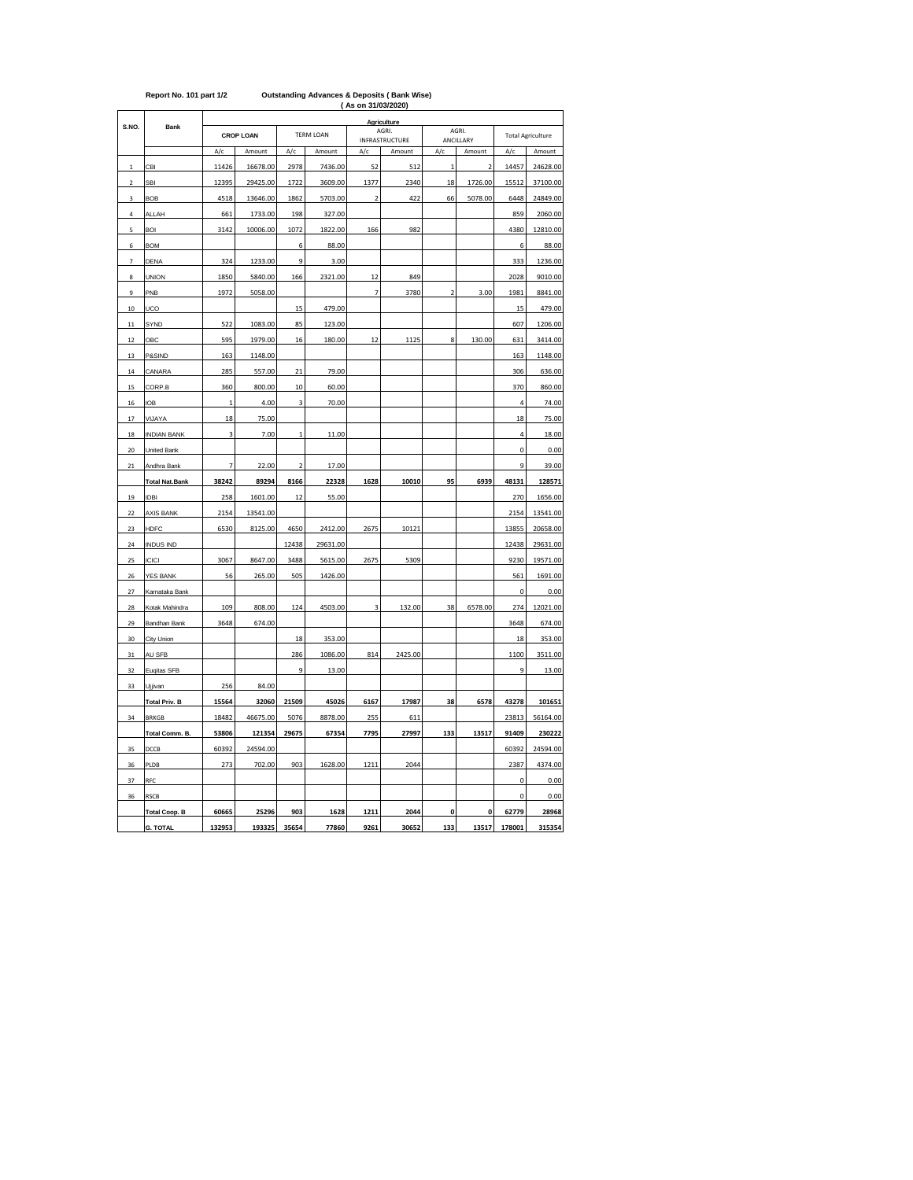Report No. 101 part 1/2 **Outstanding Advances & Deposits ( Bank Wise)**

**( As on 31/03/2020)**

| S.NO. | Bank | Agriculture | | | | | | | | | |
|---|---|---|---|---|---|---|---|---|---|---|---|
| | | CROP LOAN | | TERM LOAN | | AGRI. INFRASTRUCTURE | | AGRI. ANCILLARY | | Total Agriculture | |
| | | A/c | Amount | A/c | Amount | A/c | Amount | A/c | Amount | A/c | Amount |
| 1 | CBI | 11426 | 16678.00 | 2978 | 7436.00 | 52 | 512 | 1 | 2 | 14457 | 24628.00 |
| 2 | SBI | 12395 | 29425.00 | 1722 | 3609.00 | 1377 | 2340 | 18 | 1726.00 | 15512 | 37100.00 |
| 3 | BOB | 4518 | 13646.00 | 1862 | 5703.00 | 2 | 422 | 66 | 5078.00 | 6448 | 24849.00 |
| 4 | ALLAH | 661 | 1733.00 | 198 | 327.00 | | | | | 859 | 2060.00 |
| 5 | BOI | 3142 | 10006.00 | 1072 | 1822.00 | 166 | 982 | | | 4380 | 12810.00 |
| 6 | BOM | | | 6 | 88.00 | | | | | 6 | 88.00 |
| 7 | DENA | 324 | 1233.00 | 9 | 3.00 | | | | | 333 | 1236.00 |
| 8 | UNION | 1850 | 5840.00 | 166 | 2321.00 | 12 | 849 | | | 2028 | 9010.00 |
| 9 | PNB | 1972 | 5058.00 | | | 7 | 3780 | 2 | 3.00 | 1981 | 8841.00 |
| 10 | UCO | | | 15 | 479.00 | | | | | 15 | 479.00 |
| 11 | SYND | 522 | 1083.00 | 85 | 123.00 | | | | | 607 | 1206.00 |
| 12 | OBC | 595 | 1979.00 | 16 | 180.00 | 12 | 1125 | 8 | 130.00 | 631 | 3414.00 |
| 13 | P&SIND | 163 | 1148.00 | | | | | | | 163 | 1148.00 |
| 14 | CANARA | 285 | 557.00 | 21 | 79.00 | | | | | 306 | 636.00 |
| 15 | CORP.B | 360 | 800.00 | 10 | 60.00 | | | | | 370 | 860.00 |
| 16 | IOB | 1 | 4.00 | 3 | 70.00 | | | | | 4 | 74.00 |
| 17 | VIJAYA | 18 | 75.00 | | | | | | | 18 | 75.00 |
| 18 | INDIAN BANK | 3 | 7.00 | 1 | 11.00 | | | | | 4 | 18.00 |
| 20 | United Bank | | | | | | | | | 0 | 0.00 |
| 21 | Andhra Bank | 7 | 22.00 | 2 | 17.00 | | | | | 9 | 39.00 |
| | **Total Nat.Bank** | **38242** | **89294** | **8166** | **22328** | **1628** | **10010** | **95** | **6939** | **48131** | **128571** |
| 19 | IDBI | 258 | 1601.00 | 12 | 55.00 | | | | | 270 | 1656.00 |
| 22 | AXIS BANK | 2154 | 13541.00 | | | | | | | 2154 | 13541.00 |
| 23 | HDFC | 6530 | 8125.00 | 4650 | 2412.00 | 2675 | 10121 | | | 13855 | 20658.00 |
| 24 | INDUS IND | | | 12438 | 29631.00 | | | | | 12438 | 29631.00 |
| 25 | ICICI | 3067 | 8647.00 | 3488 | 5615.00 | 2675 | 5309 | | | 9230 | 19571.00 |
| 26 | YES BANK | 56 | 265.00 | 505 | 1426.00 | | | | | 561 | 1691.00 |
| 27 | Karnataka Bank | | | | | | | | | 0 | 0.00 |
| 28 | Kotak Mahindra | 109 | 808.00 | 124 | 4503.00 | 3 | 132.00 | 38 | 6578.00 | 274 | 12021.00 |
| 29 | Bandhan Bank | 3648 | 674.00 | | | | | | | 3648 | 674.00 |
| 30 | City Union | | | 18 | 353.00 | | | | | 18 | 353.00 |
| 31 | AU SFB | | | 286 | 1086.00 | 814 | 2425.00 | | | 1100 | 3511.00 |
| 32 | Euqitas SFB | | | 9 | 13.00 | | | | | 9 | 13.00 |
| 33 | Ujjivan | 256 | 84.00 | | | | | | | | |
| | **Total Priv. B** | **15564** | **32060** | **21509** | **45026** | **6167** | **17987** | **38** | **6578** | **43278** | **101651** |
| 34 | BRKGB | 18482 | 46675.00 | 5076 | 8878.00 | 255 | 611 | | | 23813 | 56164.00 |
| | **Total Comm. B.** | **53806** | **121354** | **29675** | **67354** | **7795** | **27997** | **133** | **13517** | **91409** | **230222** |
| 35 | DCCB | 60392 | 24594.00 | | | | | | | 60392 | 24594.00 |
| 36 | PLDB | 273 | 702.00 | 903 | 1628.00 | 1211 | 2044 | | | 2387 | 4374.00 |
| 37 | RFC | | | | | | | | | 0 | 0.00 |
| 36 | RSCB | | | | | | | | | 0 | 0.00 |
| | **Total Coop. B** | **60665** | **25296** | **903** | **1628** | **1211** | **2044** | **0** | **0** | **62779** | **28968** |
| | **G. TOTAL** | **132953** | **193325** | **35654** | **77860** | **9261** | **30652** | **133** | **13517** | **178001** | **315354** |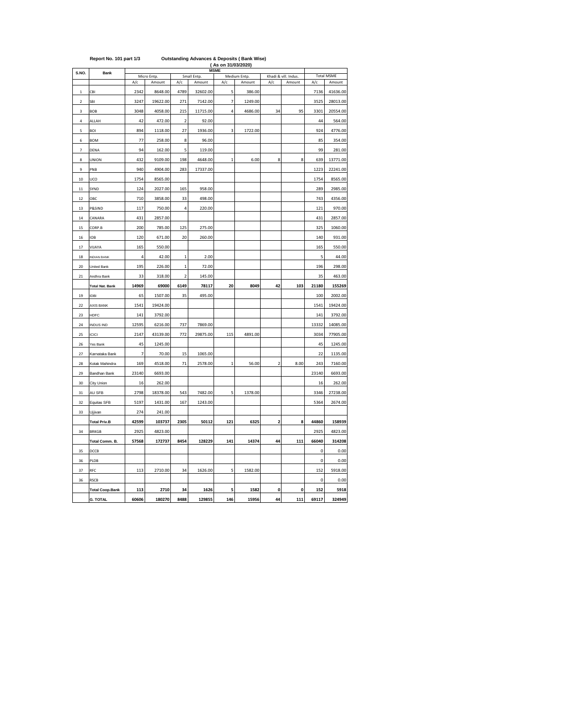**Report No. 101 part 1/3** **Outstanding Advances & Deposits ( Bank Wise)**

**( As on 31/03/2020)**

| S.NO. | Bank | MSME | | | | | | | | | |
|---|---|---|---|---|---|---|---|---|---|---|---|
| | | Micro Entp. | | Small Entp. | | Medium Entp. | | Khadi & vill. Indus. | | Total MSME | |
| | | A/c | Amount | A/c | Amount | A/c | Amount | A/c | Amount | A/c | Amount |
| 1 | CBI | 2342 | 8648.00 | 4789 | 32602.00 | 5 | 386.00 | | | 7136 | 41636.00 |
| 2 | SBI | 3247 | 19622.00 | 271 | 7142.00 | 7 | 1249.00 | | | 3525 | 28013.00 |
| 3 | BOB | 3048 | 4058.00 | 215 | 11715.00 | 4 | 4686.00 | 34 | 95 | 3301 | 20554.00 |
| 4 | ALLAH | 42 | 472.00 | 2 | 92.00 | | | | | 44 | 564.00 |
| 5 | BOI | 894 | 1118.00 | 27 | 1936.00 | 3 | 1722.00 | | | 924 | 4776.00 |
| 6 | BOM | 77 | 258.00 | 8 | 96.00 | | | | | 85 | 354.00 |
| 7 | DENA | 94 | 162.00 | 5 | 119.00 | | | | | 99 | 281.00 |
| 8 | UNION | 432 | 9109.00 | 198 | 4648.00 | 1 | 6.00 | 8 | 8 | 639 | 13771.00 |
| 9 | PNB | 940 | 4904.00 | 283 | 17337.00 | | | | | 1223 | 22241.00 |
| 10 | UCO | 1754 | 8565.00 | | | | | | | 1754 | 8565.00 |
| 11 | SYND | 124 | 2027.00 | 165 | 958.00 | | | | | 289 | 2985.00 |
| 12 | OBC | 710 | 3858.00 | 33 | 498.00 | | | | | 743 | 4356.00 |
| 13 | P&SIND | 117 | 750.00 | 4 | 220.00 | | | | | 121 | 970.00 |
| 14 | CANARA | 431 | 2857.00 | | | | | | | 431 | 2857.00 |
| 15 | CORP.B | 200 | 785.00 | 125 | 275.00 | | | | | 325 | 1060.00 |
| 16 | IOB | 120 | 671.00 | 20 | 260.00 | | | | | 140 | 931.00 |
| 17 | VIJAYA | 165 | 550.00 | | | | | | | 165 | 550.00 |
| 18 | INDIAN BANK | 4 | 42.00 | 1 | 2.00 | | | | | 5 | 44.00 |
| 20 | United Bank | 195 | 226.00 | 1 | 72.00 | | | | | 196 | 298.00 |
| 21 | Andhra Bank | 33 | 318.00 | 2 | 145.00 | | | | | 35 | 463.00 |
| | **Total Nat. Bank** | **14969** | **69000** | **6149** | **78117** | **20** | **8049** | **42** | **103** | **21180** | **155269** |
| 19 | IDBI | 65 | 1507.00 | 35 | 495.00 | | | | | 100 | 2002.00 |
| 22 | AXIS BANK | 1541 | 19424.00 | | | | | | | 1541 | 19424.00 |
| 23 | HDFC | 141 | 3792.00 | | | | | | | 141 | 3792.00 |
| 24 | INDUS IND | 12595 | 6216.00 | 737 | 7869.00 | | | | | 13332 | 14085.00 |
| 25 | ICICI | 2147 | 43139.00 | 772 | 29875.00 | 115 | 4891.00 | | | 3034 | 77905.00 |
| 26 | Yes Bank | 45 | 1245.00 | | | | | | | 45 | 1245.00 |
| 27 | Karnataka Bank | 7 | 70.00 | 15 | 1065.00 | | | | | 22 | 1135.00 |
| 28 | Kotak Mahindra | 169 | 4518.00 | 71 | 2578.00 | 1 | 56.00 | 2 | 8.00 | 243 | 7160.00 |
| 29 | Bandhan Bank | 23140 | 6693.00 | | | | | | | 23140 | 6693.00 |
| 30 | City Union | 16 | 262.00 | | | | | | | 16 | 262.00 |
| 31 | AU SFB | 2798 | 18378.00 | 543 | 7482.00 | 5 | 1378.00 | | | 3346 | 27238.00 |
| 32 | Equitas SFB | 5197 | 1431.00 | 167 | 1243.00 | | | | | 5364 | 2674.00 |
| 33 | Ujjivan | 274 | 241.00 | | | | | | | | |
| | **Total Priv.B** | **42599** | **103737** | **2305** | **50112** | **121** | **6325** | **2** | **8** | **44860** | **158939** |
| 34 | BRKGB | 2925 | 4823.00 | | | | | | | 2925 | 4823.00 |
| | **Total Comm. B.** | **57568** | **172737** | **8454** | **128229** | **141** | **14374** | **44** | **111** | **66040** | **314208** |
| 35 | DCCB | | | | | | | | | 0 | 0.00 |
| 36 | PLDB | | | | | | | | | 0 | 0.00 |
| 37 | RFC | 113 | 2710.00 | 34 | 1626.00 | 5 | 1582.00 | | | 152 | 5918.00 |
| 36 | RSCB | | | | | | | | | 0 | 0.00 |
| | **Total Coop.Bank** | **113** | **2710** | **34** | **1626** | **5** | **1582** | **0** | **0** | **152** | **5918** |
| | **G. TOTAL** | **60606** | **180270** | **8488** | **129855** | **146** | **15956** | **44** | **111** | **69117** | **324949** |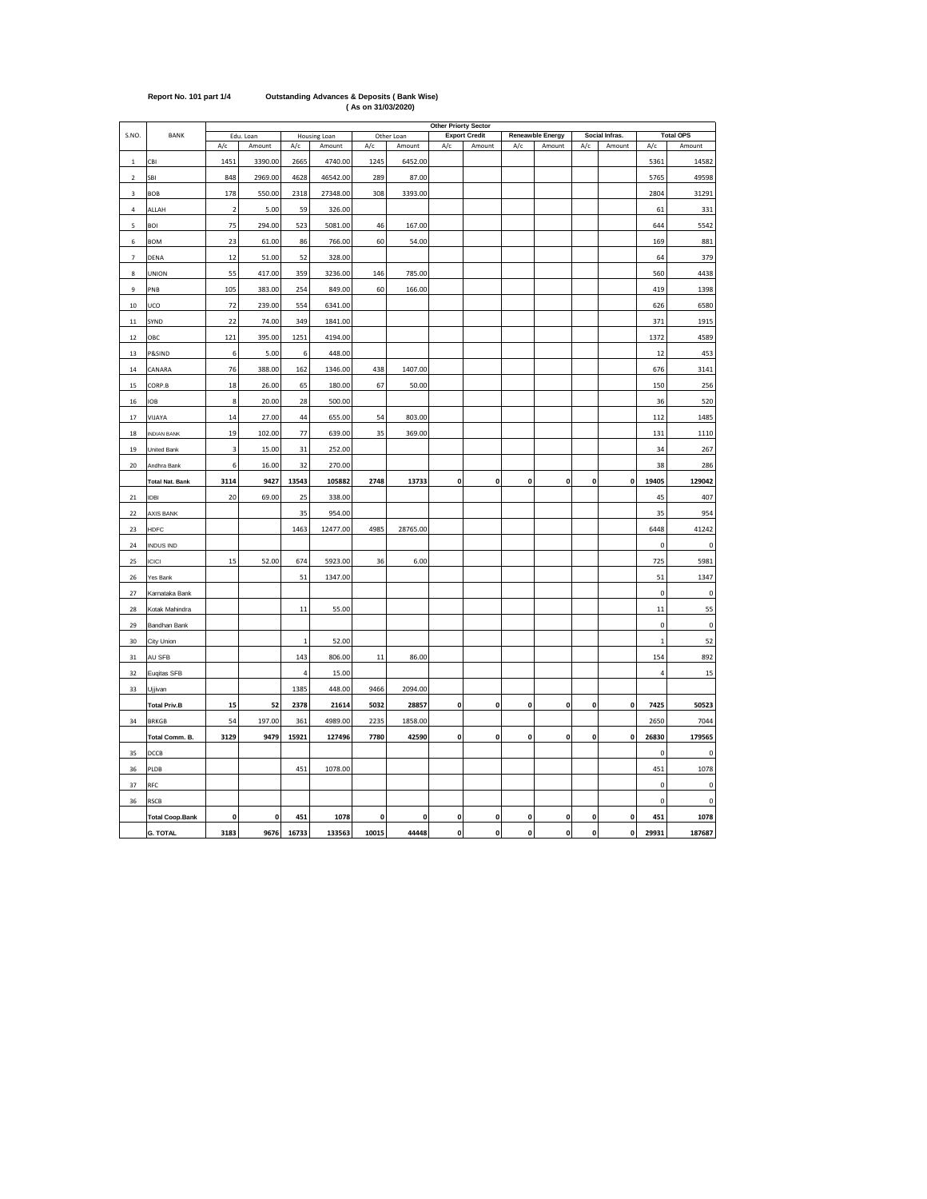**Report No. 101 part 1/4** **Outstanding Advances & Deposits ( Bank Wise)**
**( As on 31/03/2020)**

| S.NO. | BANK | Other Priorty Sector | | | | | | | | | | | | | |
|---|---|---|---|---|---|---|---|---|---|---|---|---|---|---|---|
| | | Edu. Loan | | Housing Loan | | Other Loan | | Export Credit | | Reneawble Energy | | Social Infras. | | Total OPS | |
| | | A/c | Amount | A/c | Amount | A/c | Amount | A/c | Amount | A/c | Amount | A/c | Amount | A/c | Amount |
| 1 | CBI | 1451 | 3390.00 | 2665 | 4740.00 | 1245 | 6452.00 | | | | | | | 5361 | 14582 |
| 2 | SBI | 848 | 2969.00 | 4628 | 46542.00 | 289 | 87.00 | | | | | | | 5765 | 49598 |
| 3 | BOB | 178 | 550.00 | 2318 | 27348.00 | 308 | 3393.00 | | | | | | | 2804 | 31291 |
| 4 | ALLAH | 2 | 5.00 | 59 | 326.00 | | | | | | | | | 61 | 331 |
| 5 | BOI | 75 | 294.00 | 523 | 5081.00 | 46 | 167.00 | | | | | | | 644 | 5542 |
| 6 | BOM | 23 | 61.00 | 86 | 766.00 | 60 | 54.00 | | | | | | | 169 | 881 |
| 7 | DENA | 12 | 51.00 | 52 | 328.00 | | | | | | | | | 64 | 379 |
| 8 | UNION | 55 | 417.00 | 359 | 3236.00 | 146 | 785.00 | | | | | | | 560 | 4438 |
| 9 | PNB | 105 | 383.00 | 254 | 849.00 | 60 | 166.00 | | | | | | | 419 | 1398 |
| 10 | UCO | 72 | 239.00 | 554 | 6341.00 | | | | | | | | | 626 | 6580 |
| 11 | SYND | 22 | 74.00 | 349 | 1841.00 | | | | | | | | | 371 | 1915 |
| 12 | OBC | 121 | 395.00 | 1251 | 4194.00 | | | | | | | | | 1372 | 4589 |
| 13 | P&SIND | 6 | 5.00 | 6 | 448.00 | | | | | | | | | 12 | 453 |
| 14 | CANARA | 76 | 388.00 | 162 | 1346.00 | 438 | 1407.00 | | | | | | | 676 | 3141 |
| 15 | CORP.B | 18 | 26.00 | 65 | 180.00 | 67 | 50.00 | | | | | | | 150 | 256 |
| 16 | IOB | 8 | 20.00 | 28 | 500.00 | | | | | | | | | 36 | 520 |
| 17 | VIJAYA | 14 | 27.00 | 44 | 655.00 | 54 | 803.00 | | | | | | | 112 | 1485 |
| 18 | INDIAN BANK | 19 | 102.00 | 77 | 639.00 | 35 | 369.00 | | | | | | | 131 | 1110 |
| 19 | United Bank | 3 | 15.00 | 31 | 252.00 | | | | | | | | | 34 | 267 |
| 20 | Andhra Bank | 6 | 16.00 | 32 | 270.00 | | | | | | | | | 38 | 286 |
| | **Total Nat. Bank** | **3114** | **9427** | **13543** | **105882** | **2748** | **13733** | **0** | **0** | **0** | **0** | **0** | **0** | **19405** | **129042** |
| 21 | IDBI | 20 | 69.00 | 25 | 338.00 | | | | | | | | | 45 | 407 |
| 22 | AXIS BANK | | | 35 | 954.00 | | | | | | | | | 35 | 954 |
| 23 | HDFC | | | 1463 | 12477.00 | 4985 | 28765.00 | | | | | | | 6448 | 41242 |
| 24 | INDUS IND | | | | | | | | | | | | | 0 | 0 |
| 25 | ICICI | 15 | 52.00 | 674 | 5923.00 | 36 | 6.00 | | | | | | | 725 | 5981 |
| 26 | Yes Bank | | | 51 | 1347.00 | | | | | | | | | 51 | 1347 |
| 27 | Karnataka Bank | | | | | | | | | | | | | 0 | 0 |
| 28 | Kotak Mahindra | | | 11 | 55.00 | | | | | | | | | 11 | 55 |
| 29 | Bandhan Bank | | | | | | | | | | | | | 0 | 0 |
| 30 | City Union | | | 1 | 52.00 | | | | | | | | | 1 | 52 |
| 31 | AU SFB | | | 143 | 806.00 | 11 | 86.00 | | | | | | | 154 | 892 |
| 32 | Euqitas SFB | | | 4 | 15.00 | | | | | | | | | 4 | 15 |
| 33 | Ujjivan | | | 1385 | 448.00 | 9466 | 2094.00 | | | | | | | | |
| | **Total Priv.B** | **15** | **52** | **2378** | **21614** | **5032** | **28857** | **0** | **0** | **0** | **0** | **0** | **0** | **7425** | **50523** |
| 34 | BRKGB | 54 | 197.00 | 361 | 4989.00 | 2235 | 1858.00 | | | | | | | 2650 | 7044 |
| | **Total Comm. B.** | **3129** | **9479** | **15921** | **127496** | **7780** | **42590** | **0** | **0** | **0** | **0** | **0** | **0** | **26830** | **179565** |
| 35 | DCCB | | | | | | | | | | | | | 0 | 0 |
| 36 | PLDB | | | 451 | 1078.00 | | | | | | | | | 451 | 1078 |
| 37 | RFC | | | | | | | | | | | | | 0 | 0 |
| 36 | RSCB | | | | | | | | | | | | | 0 | 0 |
| | **Total Coop.Bank** | **0** | **0** | **451** | **1078** | **0** | **0** | **0** | **0** | **0** | **0** | **0** | **0** | **451** | **1078** |
| | **G. TOTAL** | **3183** | **9676** | **16733** | **133563** | **10015** | **44448** | **0** | **0** | **0** | **0** | **0** | **0** | **29931** | **187687** |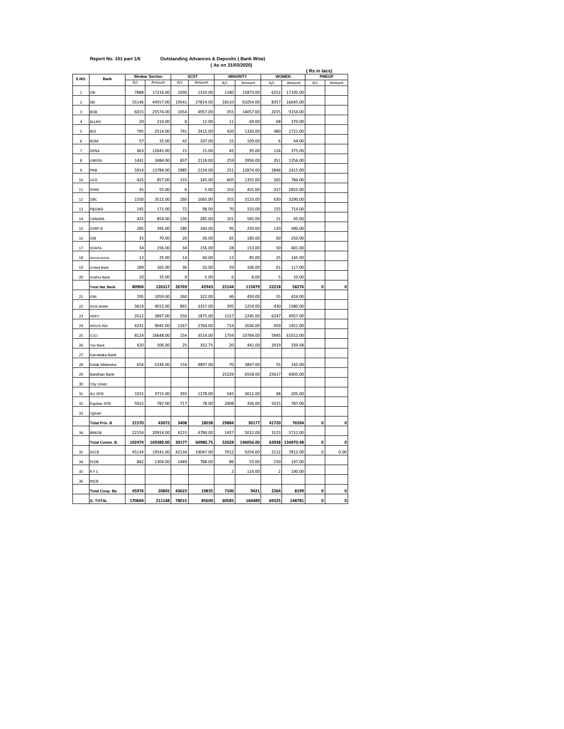**Report No. 101 part 1/6** **Outstanding Advances & Deposits ( Bank Wise)**

**( As on 31/03/2020)**

**( Rs in lacs)**

| S.NO. | Bank | Weakar Section | | SCST | | MINORITY | | WOMEN | | PMEGP | |
|---|---|---|---|---|---|---|---|---|---|---|---|
| | | A/c | Amount | A/c | Amount | A/c | Amount | A/c | Amount | A/c | Amount |
| 1 | CBI | 7888 | 17216.00 | 1030 | 1310.00 | 1180 | 15873.00 | 6252 | 17195.00 | | |
| 2 | SBI | 55146 | 44557.00 | 19541 | 27814.00 | 18110 | 61054.00 | 8357 | 16645.00 | | |
| 3 | BOB | 6015 | 25574.00 | 1654 | 4957.00 | 355 | 14057.00 | 2015 | 9154.00 | | |
| 4 | ALLAH | 20 | 210.00 | 8 | 12.00 | 11 | 69.00 | 68 | 370.00 | | |
| 5 | BOI | 795 | 2514.00 | 741 | 2415.00 | 420 | 1320.00 | 480 | 1721.00 | | |
| 6 | BOM | 57 | 35.00 | 42 | 107.00 | 15 | 109.00 | 6 | 44.00 | | |
| 7 | DENA | 463 | 12645.00 | 15 | 15.00 | 45 | 95.00 | 124 | 375.00 | | |
| 8 | UNION | 1441 | 3484.00 | 837 | 2118.00 | 259 | 3956.00 | 351 | 1256.00 | | |
| 9 | PNB | 5914 | 13784.00 | 1985 | 2154.00 | 251 | 12874.00 | 2846 | 2415.00 | | |
| 10 | UCO | 425 | 857.00 | 155 | 165.00 | 605 | 1355.00 | 265 | 784.00 | | |
| 11 | SYND | 45 | 55.00 | 6 | 5.00 | 102 | 455.00 | 327 | 2855.00 | | |
| 12 | OBC | 1550 | 3515.00 | 260 | 1065.00 | 355 | 3155.00 | 630 | 3290.00 | | |
| 13 | P&SIND | 145 | 171.00 | 72 | 98.00 | 70 | 155.00 | 155 | 714.00 | | |
| 14 | CANARA | 425 | 854.00 | 130 | 285.00 | 101 | 565.00 | 21 | 45.00 | | |
| 15 | CORP.B | 285 | 395.00 | 180 | 160.00 | 95 | 250.00 | 120 | 490.00 | | |
| 16 | IOB | 35 | 70.00 | 20 | 30.00 | 65 | 185.00 | 60 | 250.00 | | |
| 17 | VIJAYA | 34 | 156.00 | 34 | 156.00 | 28 | 153.00 | 50 | 401.00 | | |
| 18 | INDIAN BANK | 12 | 25.00 | 14 | 40.00 | 12 | 85.00 | 25 | 145.00 | | |
| 19 | United Bank | 189 | 165.00 | 36 | 32.00 | 59 | 106.00 | 61 | 117.00 | | |
| 20 | Andhra Bank | 20 | 35.00 | 9 | 5.00 | 6 | 8.00 | 5 | 10.00 | | |
| | **Total Nat. Bank** | **80904** | **126317** | **26769** | **42943** | **22144** | **115879** | **22218** | **58276** | **0** | **0** |
| 21 | IDBI | 195 | 1059.00 | 260 | 322.00 | 46 | 450.00 | 55 | 424.00 | | |
| 22 | AXIS BANK | 3614 | 4015.00 | 865 | 3357.00 | 395 | 1254.00 | 430 | 1580.00 | | |
| 23 | HDFC | 3512 | 3897.00 | 550 | 1875.00 | 1157 | 2245.00 | 6247 | 4957.00 | | |
| 24 | INDUS IND | 4231 | 9045.00 | 1267 | 2764.00 | 714 | 2036.00 | 459 | 1451.00 | | |
| 25 | ICICI | 8124 | 16648.00 | 154 | 3514.00 | 1754 | 10784.00 | 5945 | 61012.00 | | |
| 26 | Yes Bank | 420 | 506.00 | 25 | 352.75 | 20 | 441.00 | 2919 | 339.48 | | |
| 27 | Karnataka Bank | | | | | | | | | | |
| 28 | Kotak Mahindra | 654 | 5246.00 | 154 | 4897.00 | 70 | 3847.00 | 55 | 145.00 | | |
| 29 | Bandhan Bank | | | | | 25229 | 6558.00 | 25617 | 6905.00 | | |
| 30 | City Union | | | | | | | | | | |
| 31 | AU SFB | 1015 | 3715.00 | 393 | 1278.00 | 545 | 3012.00 | 48 | 205.00 | | |
| 32 | Equitas SFB | 5015 | 787.00 | 717 | 78.00 | 2008 | 356.00 | 5015 | 787.00 | | |
| 33 | Ujjivan | | | | | | | | | | |
| | **Total Priv. B** | **21570** | **43072** | **3408** | **18038** | **29884** | **30177** | **41720** | **76594** | **0** | **0** |
| 34 | BRKGB | 22154 | 20914.00 | 4215 | 4784.00 | 1457 | 5012.00 | 3123 | 5712.00 | | |
| | **Total Comm. B.** | **102474** | **169389.00** | **30177** | **60980.75** | **52028** | **146056.00** | **63938** | **134870.48** | **0** | **0** |
| 35 | DCCB | 45134 | 19541.00 | 42134 | 19047.00 | 7012 | 9254.00 | 2112 | 7812.00 | 0 | 0.00 |
| 34 | PLDB | 842 | 1304.00 | 1489 | 788.00 | 86 | 53.00 | 150 | 197.00 | | |
| 35 | R F C | | | | | 2 | 114.00 | 2 | 190.00 | | |
| 36 | RSCB | | | | | | | | | | |
| | **Total Coop. Ba** | **45976** | **20845** | **43623** | **19835** | **7100** | **9421** | **2264** | **8199** | **0** | **0** |
| | **G. TOTAL** | **170604** | **211148** | **78015** | **85600** | **60585** | **160489** | **69325** | **148781** | **0** | **0** |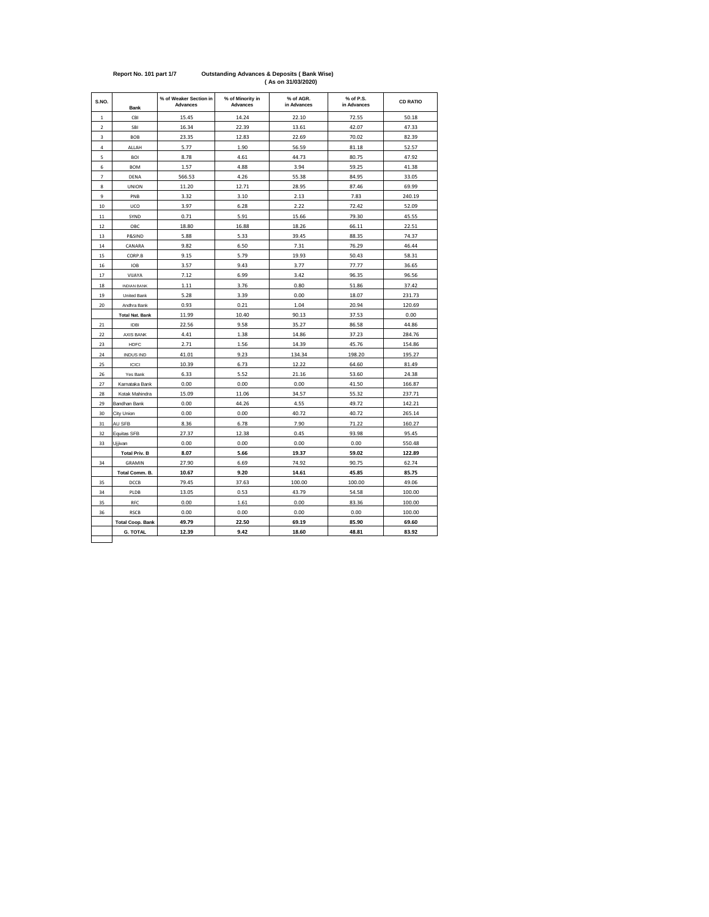**Report No. 101 part 1/7** **Outstanding Advances & Deposits ( Bank Wise)**
**( As on 31/03/2020)**

| S.NO. | Bank | % of Weaker Section in Advances | % of Minority in Advances | % of AGR. in Advances | % of P.S. in Advances | CD RATIO |
|---|---|---|---|---|---|---|
| 1 | CBI | 15.45 | 14.24 | 22.10 | 72.55 | 50.18 |
| 2 | SBI | 16.34 | 22.39 | 13.61 | 42.07 | 47.33 |
| 3 | BOB | 23.35 | 12.83 | 22.69 | 70.02 | 82.39 |
| 4 | ALLAH | 5.77 | 1.90 | 56.59 | 81.18 | 52.57 |
| 5 | BOI | 8.78 | 4.61 | 44.73 | 80.75 | 47.92 |
| 6 | BOM | 1.57 | 4.88 | 3.94 | 59.25 | 41.38 |
| 7 | DENA | 566.53 | 4.26 | 55.38 | 84.95 | 33.05 |
| 8 | UNION | 11.20 | 12.71 | 28.95 | 87.46 | 69.99 |
| 9 | PNB | 3.32 | 3.10 | 2.13 | 7.83 | 240.19 |
| 10 | UCO | 3.97 | 6.28 | 2.22 | 72.42 | 52.09 |
| 11 | SYND | 0.71 | 5.91 | 15.66 | 79.30 | 45.55 |
| 12 | OBC | 18.80 | 16.88 | 18.26 | 66.11 | 22.51 |
| 13 | P&SIND | 5.88 | 5.33 | 39.45 | 88.35 | 74.37 |
| 14 | CANARA | 9.82 | 6.50 | 7.31 | 76.29 | 46.44 |
| 15 | CORP.B | 9.15 | 5.79 | 19.93 | 50.43 | 58.31 |
| 16 | IOB | 3.57 | 9.43 | 3.77 | 77.77 | 36.65 |
| 17 | VIJAYA | 7.12 | 6.99 | 3.42 | 96.35 | 96.56 |
| 18 | INDIAN BANK | 1.11 | 3.76 | 0.80 | 51.86 | 37.42 |
| 19 | United Bank | 5.28 | 3.39 | 0.00 | 18.07 | 231.73 |
| 20 | Andhra Bank | 0.93 | 0.21 | 1.04 | 20.94 | 120.69 |
| | **Total Nat. Bank** | 11.99 | 10.40 | 90.13 | 37.53 | 0.00 |
| 21 | IDBI | 22.56 | 9.58 | 35.27 | 86.58 | 44.86 |
| 22 | AXIS BANK | 4.41 | 1.38 | 14.86 | 37.23 | 284.76 |
| 23 | HDFC | 2.71 | 1.56 | 14.39 | 45.76 | 154.86 |
| 24 | INDUS IND | 41.01 | 9.23 | 134.34 | 198.20 | 195.27 |
| 25 | ICICI | 10.39 | 6.73 | 12.22 | 64.60 | 81.49 |
| 26 | Yes Bank | 6.33 | 5.52 | 21.16 | 53.60 | 24.38 |
| 27 | Karnataka Bank | 0.00 | 0.00 | 0.00 | 41.50 | 166.87 |
| 28 | Kotak Mahindra | 15.09 | 11.06 | 34.57 | 55.32 | 237.71 |
| 29 | Bandhan Bank | 0.00 | 44.26 | 4.55 | 49.72 | 142.21 |
| 30 | City Union | 0.00 | 0.00 | 40.72 | 40.72 | 265.14 |
| 31 | AU SFB | 8.36 | 6.78 | 7.90 | 71.22 | 160.27 |
| 32 | Equitas SFB | 27.37 | 12.38 | 0.45 | 93.98 | 95.45 |
| 33 | Ujjivan | 0.00 | 0.00 | 0.00 | 0.00 | 550.48 |
| | **Total Priv. B** | **8.07** | **5.66** | **19.37** | **59.02** | **122.89** |
| 34 | GRAMIN | 27.90 | 6.69 | 74.92 | 90.75 | 62.74 |
| | **Total Comm. B.** | **10.67** | **9.20** | **14.61** | **45.85** | **85.75** |
| 35 | DCCB | 79.45 | 37.63 | 100.00 | 100.00 | 49.06 |
| 34 | PLDB | 13.05 | 0.53 | 43.79 | 54.58 | 100.00 |
| 35 | RFC | 0.00 | 1.61 | 0.00 | 83.36 | 100.00 |
| 36 | RSCB | 0.00 | 0.00 | 0.00 | 0.00 | 100.00 |
| | **Total Coop. Bank** | **49.79** | **22.50** | **69.19** | **85.90** | **69.60** |
| | **G. TOTAL** | **12.39** | **9.42** | **18.60** | **48.81** | **83.92** |